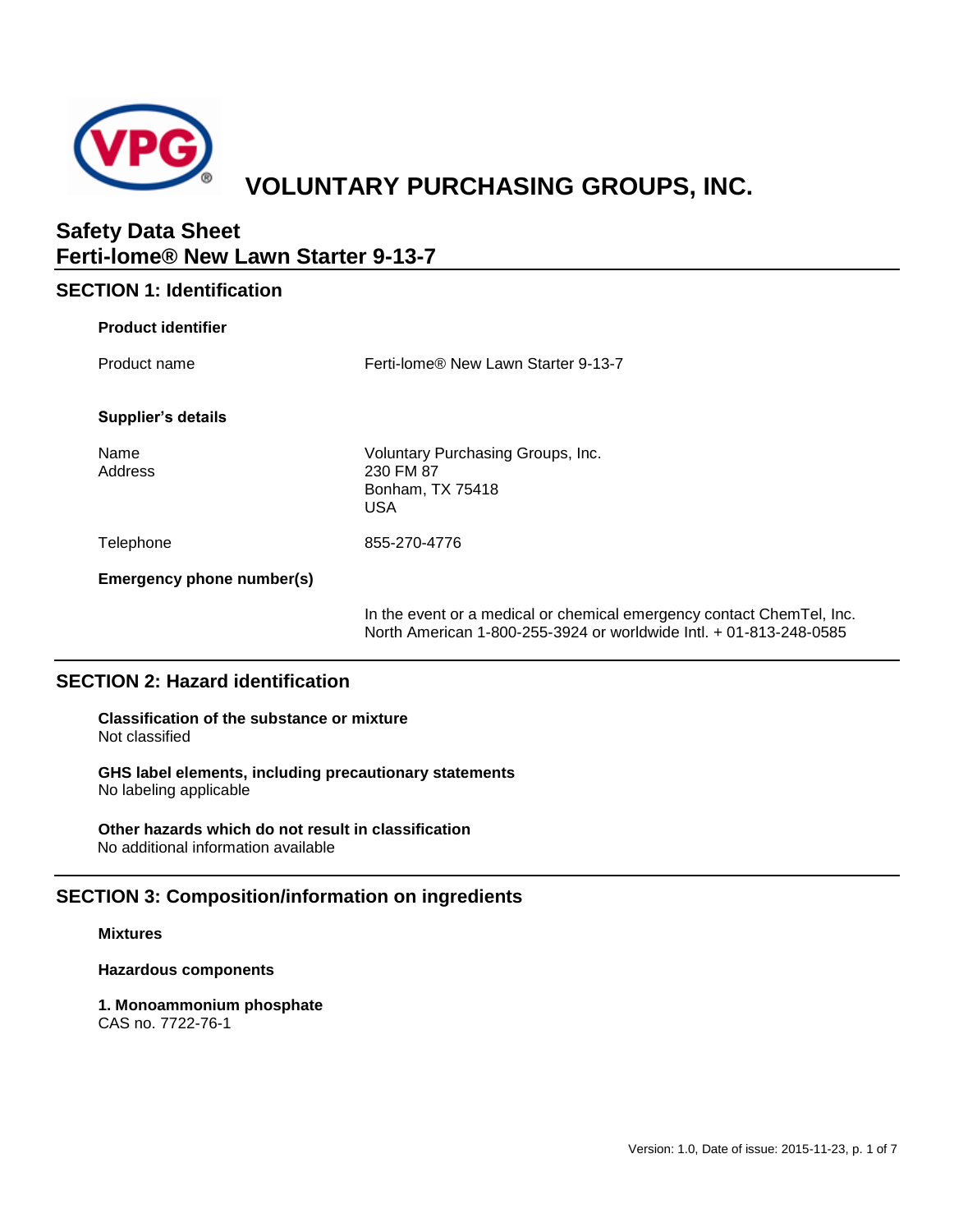# VOLUNTARY PURCHASING GROUPS, INC.

## Safety Data Sheet
## Ferti-lome® New Lawn Starter 9-13-7

## SECTION 1: Identification

**Product identifier**

Product name: Ferti-lome® New Lawn Starter 9-13-7

**Supplier's details**

Name: Voluntary Purchasing Groups, Inc.

Address: 230 FM 87
Bonham, TX 75418
USA

Telephone: 855-270-4776

**Emergency phone number(s)**

In the event or a medical or chemical emergency contact ChemTel, Inc. North American 1-800-255-3924 or worldwide Intl. + 01-813-248-0585

## SECTION 2: Hazard identification

**Classification of the substance or mixture**
Not classified

**GHS label elements, including precautionary statements**
No labeling applicable

**Other hazards which do not result in classification**
No additional information available

## SECTION 3: Composition/information on ingredients

**Mixtures**

**Hazardous components**

**1. Monoammonium phosphate**
CAS no. 7722-76-1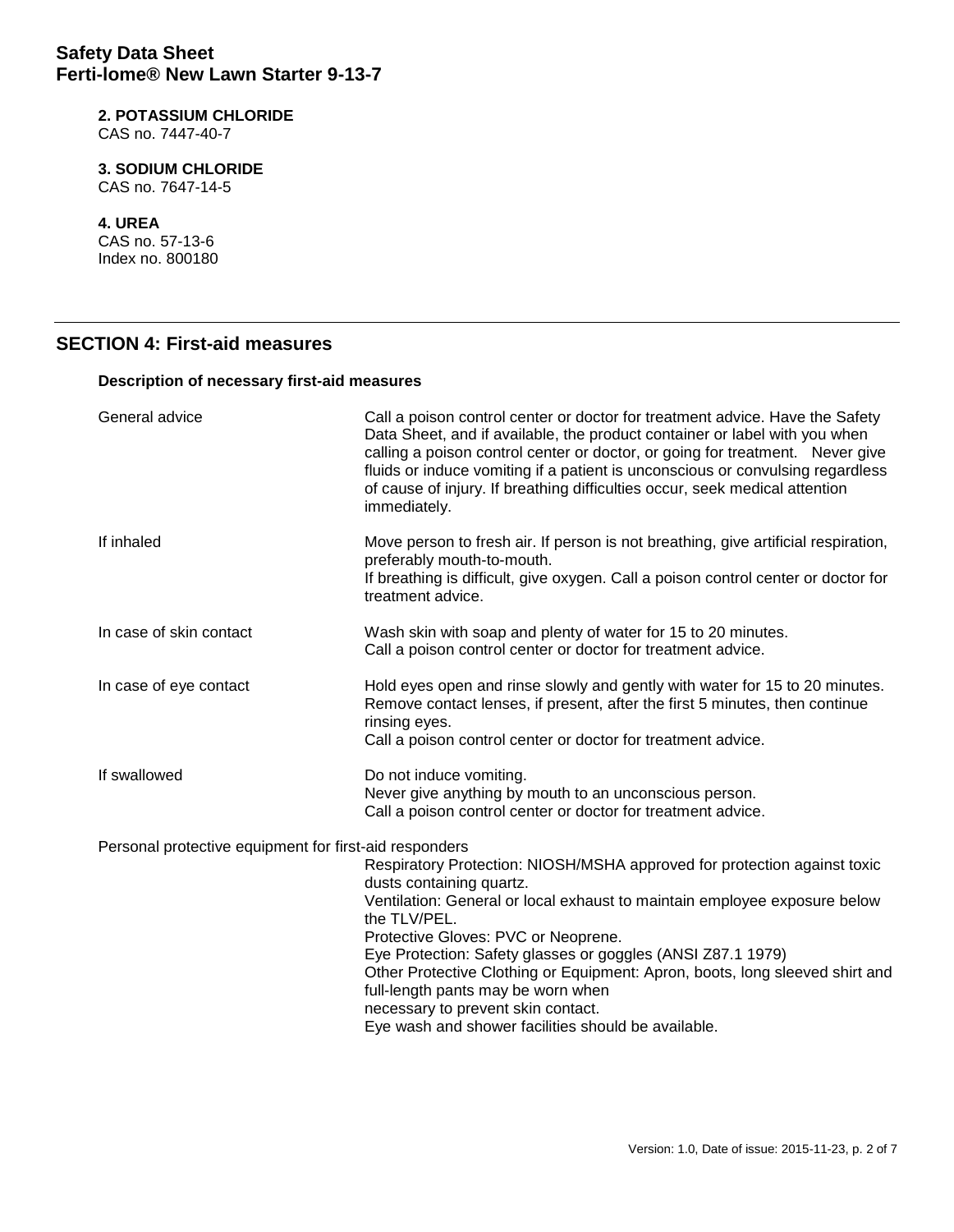**2. POTASSIUM CHLORIDE**
CAS no. 7447-40-7

**3. SODIUM CHLORIDE**
CAS no. 7647-14-5

**4. UREA**
CAS no. 57-13-6
Index no. 800180

## SECTION 4: First-aid measures

### Description of necessary first-aid measures

| | |
|---|---|
| General advice | Call a poison control center or doctor for treatment advice. Have the Safety Data Sheet, and if available, the product container or label with you when calling a poison control center or doctor, or going for treatment. Never give fluids or induce vomiting if a patient is unconscious or convulsing regardless of cause of injury. If breathing difficulties occur, seek medical attention immediately. |
| If inhaled | Move person to fresh air. If person is not breathing, give artificial respiration, preferably mouth-to-mouth.<br>If breathing is difficult, give oxygen. Call a poison control center or doctor for treatment advice. |
| In case of skin contact | Wash skin with soap and plenty of water for 15 to 20 minutes.<br>Call a poison control center or doctor for treatment advice. |
| In case of eye contact | Hold eyes open and rinse slowly and gently with water for 15 to 20 minutes. Remove contact lenses, if present, after the first 5 minutes, then continue rinsing eyes.<br>Call a poison control center or doctor for treatment advice. |
| If swallowed | Do not induce vomiting.<br>Never give anything by mouth to an unconscious person.<br>Call a poison control center or doctor for treatment advice. |

Personal protective equipment for first-aid responders

Respiratory Protection: NIOSH/MSHA approved for protection against toxic dusts containing quartz.
Ventilation: General or local exhaust to maintain employee exposure below the TLV/PEL.
Protective Gloves: PVC or Neoprene.
Eye Protection: Safety glasses or goggles (ANSI Z87.1 1979)
Other Protective Clothing or Equipment: Apron, boots, long sleeved shirt and full-length pants may be worn when
necessary to prevent skin contact.
Eye wash and shower facilities should be available.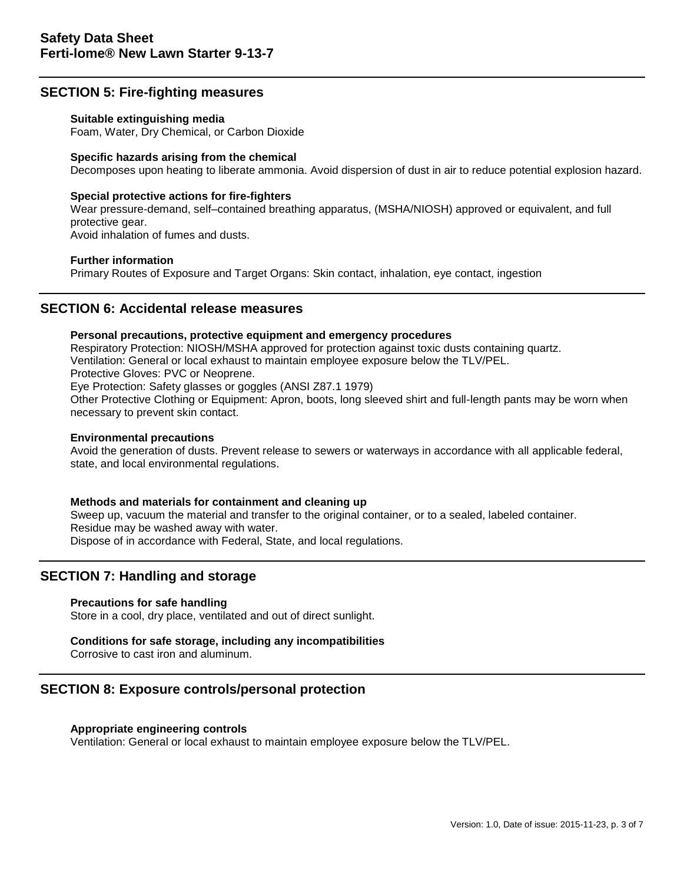## SECTION 5: Fire-fighting measures

**Suitable extinguishing media**

Foam, Water, Dry Chemical, or Carbon Dioxide

**Specific hazards arising from the chemical**

Decomposes upon heating to liberate ammonia. Avoid dispersion of dust in air to reduce potential explosion hazard.

**Special protective actions for fire-fighters**

Wear pressure-demand, self–contained breathing apparatus, (MSHA/NIOSH) approved or equivalent, and full protective gear.
Avoid inhalation of fumes and dusts.

**Further information**

Primary Routes of Exposure and Target Organs: Skin contact, inhalation, eye contact, ingestion

## SECTION 6: Accidental release measures

**Personal precautions, protective equipment and emergency procedures**

Respiratory Protection: NIOSH/MSHA approved for protection against toxic dusts containing quartz.
Ventilation: General or local exhaust to maintain employee exposure below the TLV/PEL.
Protective Gloves: PVC or Neoprene.
Eye Protection: Safety glasses or goggles (ANSI Z87.1 1979)
Other Protective Clothing or Equipment: Apron, boots, long sleeved shirt and full-length pants may be worn when necessary to prevent skin contact.

**Environmental precautions**

Avoid the generation of dusts. Prevent release to sewers or waterways in accordance with all applicable federal, state, and local environmental regulations.

**Methods and materials for containment and cleaning up**

Sweep up, vacuum the material and transfer to the original container, or to a sealed, labeled container.
Residue may be washed away with water.
Dispose of in accordance with Federal, State, and local regulations.

## SECTION 7: Handling and storage

**Precautions for safe handling**

Store in a cool, dry place, ventilated and out of direct sunlight.

**Conditions for safe storage, including any incompatibilities**

Corrosive to cast iron and aluminum.

## SECTION 8: Exposure controls/personal protection

**Appropriate engineering controls**

Ventilation: General or local exhaust to maintain employee exposure below the TLV/PEL.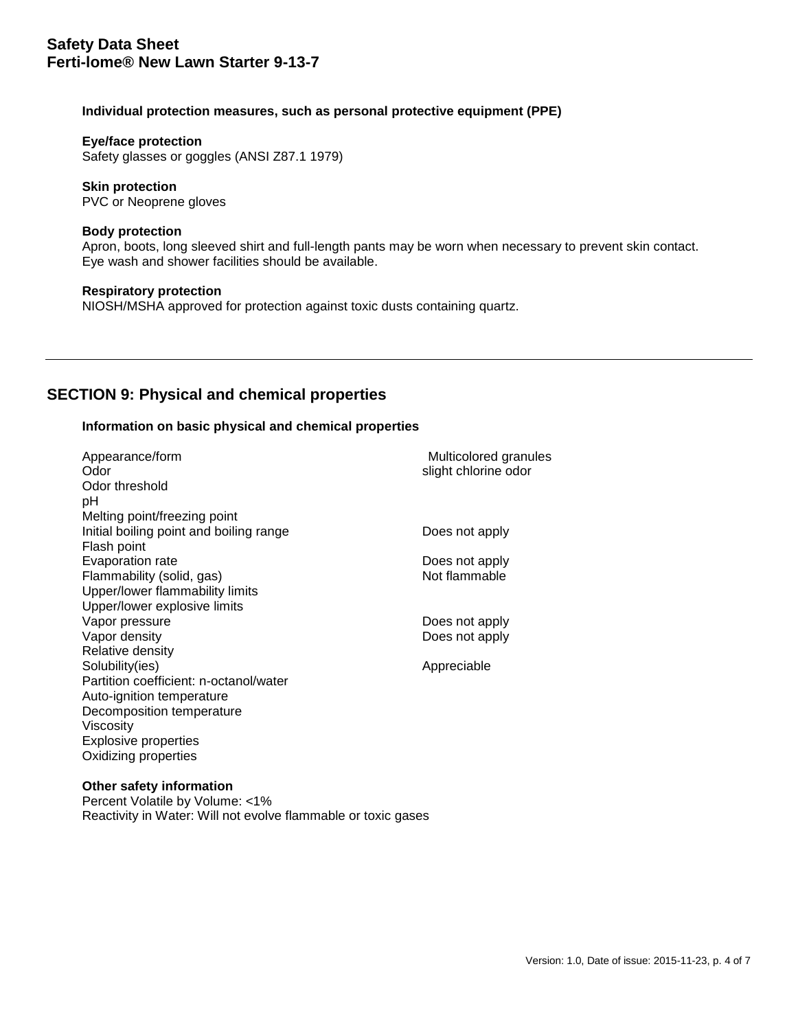#### Individual protection measures, such as personal protective equipment (PPE)

**Eye/face protection**
Safety glasses or goggles (ANSI Z87.1 1979)

**Skin protection**
PVC or Neoprene gloves

**Body protection**
Apron, boots, long sleeved shirt and full-length pants may be worn when necessary to prevent skin contact. Eye wash and shower facilities should be available.

**Respiratory protection**
NIOSH/MSHA approved for protection against toxic dusts containing quartz.

---

## SECTION 9: Physical and chemical properties

#### Information on basic physical and chemical properties

| Property | Value |
|---|---|
| Appearance/form | Multicolored granules |
| Odor | slight chlorine odor |
| Odor threshold | |
| pH | |
| Melting point/freezing point | |
| Initial boiling point and boiling range | Does not apply |
| Flash point | |
| Evaporation rate | Does not apply |
| Flammability (solid, gas) | Not flammable |
| Upper/lower flammability limits | |
| Upper/lower explosive limits | |
| Vapor pressure | Does not apply |
| Vapor density | Does not apply |
| Relative density | |
| Solubility(ies) | Appreciable |
| Partition coefficient: n-octanol/water | |
| Auto-ignition temperature | |
| Decomposition temperature | |
| Viscosity | |
| Explosive properties | |
| Oxidizing properties | |

**Other safety information**
Percent Volatile by Volume: <1%
Reactivity in Water: Will not evolve flammable or toxic gases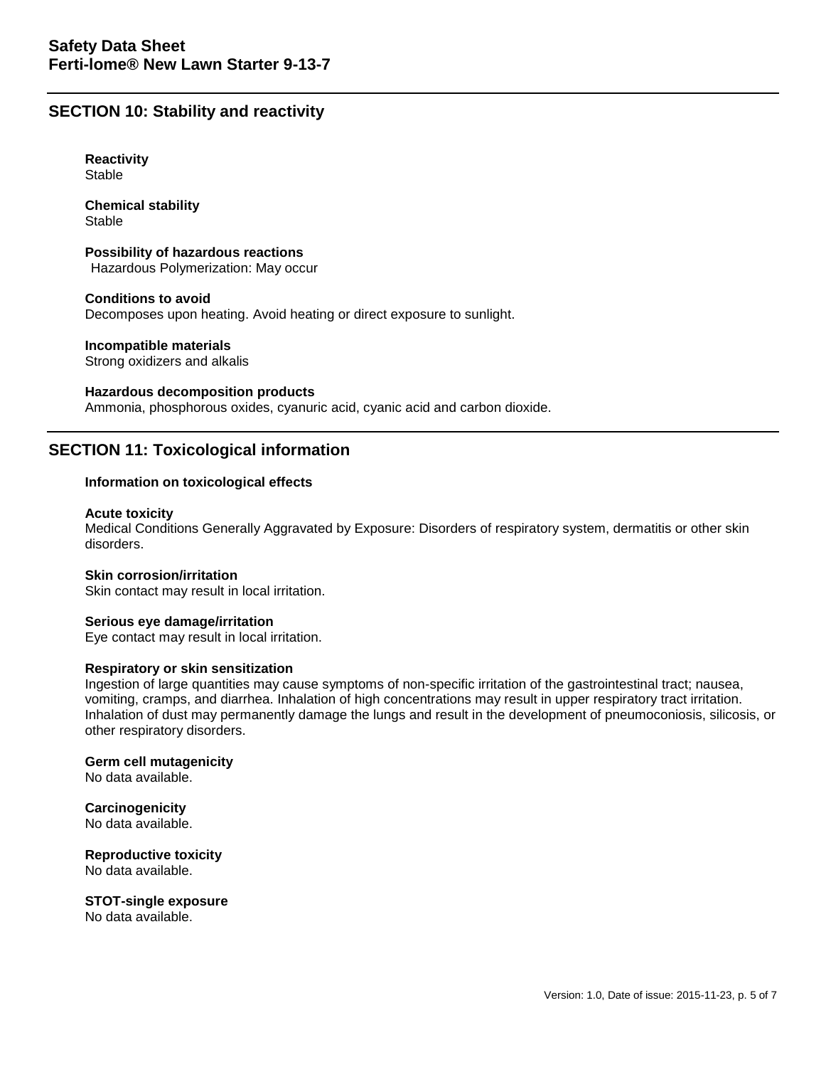## SECTION 10: Stability and reactivity

**Reactivity**
Stable

**Chemical stability**
Stable

**Possibility of hazardous reactions**
Hazardous Polymerization: May occur

**Conditions to avoid**
Decomposes upon heating. Avoid heating or direct exposure to sunlight.

**Incompatible materials**
Strong oxidizers and alkalis

**Hazardous decomposition products**
Ammonia, phosphorous oxides, cyanuric acid, cyanic acid and carbon dioxide.

## SECTION 11: Toxicological information

**Information on toxicological effects**

**Acute toxicity**
Medical Conditions Generally Aggravated by Exposure: Disorders of respiratory system, dermatitis or other skin disorders.

**Skin corrosion/irritation**
Skin contact may result in local irritation.

**Serious eye damage/irritation**
Eye contact may result in local irritation.

**Respiratory or skin sensitization**
Ingestion of large quantities may cause symptoms of non-specific irritation of the gastrointestinal tract; nausea, vomiting, cramps, and diarrhea. Inhalation of high concentrations may result in upper respiratory tract irritation. Inhalation of dust may permanently damage the lungs and result in the development of pneumoconiosis, silicosis, or other respiratory disorders.

**Germ cell mutagenicity**
No data available.

**Carcinogenicity**
No data available.

**Reproductive toxicity**
No data available.

**STOT-single exposure**
No data available.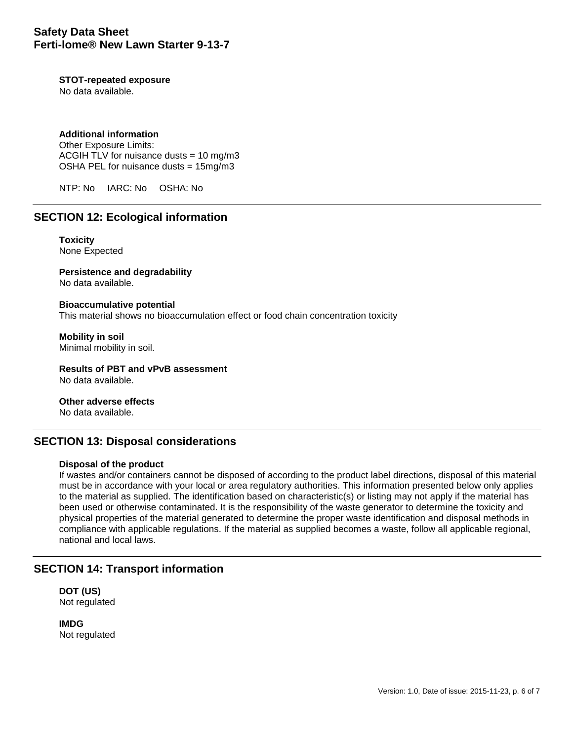**STOT-repeated exposure**
No data available.

**Additional information**
Other Exposure Limits:
ACGIH TLV for nuisance dusts = 10 mg/m3
OSHA PEL for nuisance dusts = 15mg/m3

NTP: No IARC: No OSHA: No

## SECTION 12: Ecological information

**Toxicity**
None Expected

**Persistence and degradability**
No data available.

**Bioaccumulative potential**
This material shows no bioaccumulation effect or food chain concentration toxicity

**Mobility in soil**
Minimal mobility in soil.

**Results of PBT and vPvB assessment**
No data available.

**Other adverse effects**
No data available.

## SECTION 13: Disposal considerations

**Disposal of the product**
If wastes and/or containers cannot be disposed of according to the product label directions, disposal of this material must be in accordance with your local or area regulatory authorities. This information presented below only applies to the material as supplied. The identification based on characteristic(s) or listing may not apply if the material has been used or otherwise contaminated. It is the responsibility of the waste generator to determine the toxicity and physical properties of the material generated to determine the proper waste identification and disposal methods in compliance with applicable regulations. If the material as supplied becomes a waste, follow all applicable regional, national and local laws.

## SECTION 14: Transport information

**DOT (US)**
Not regulated

**IMDG**
Not regulated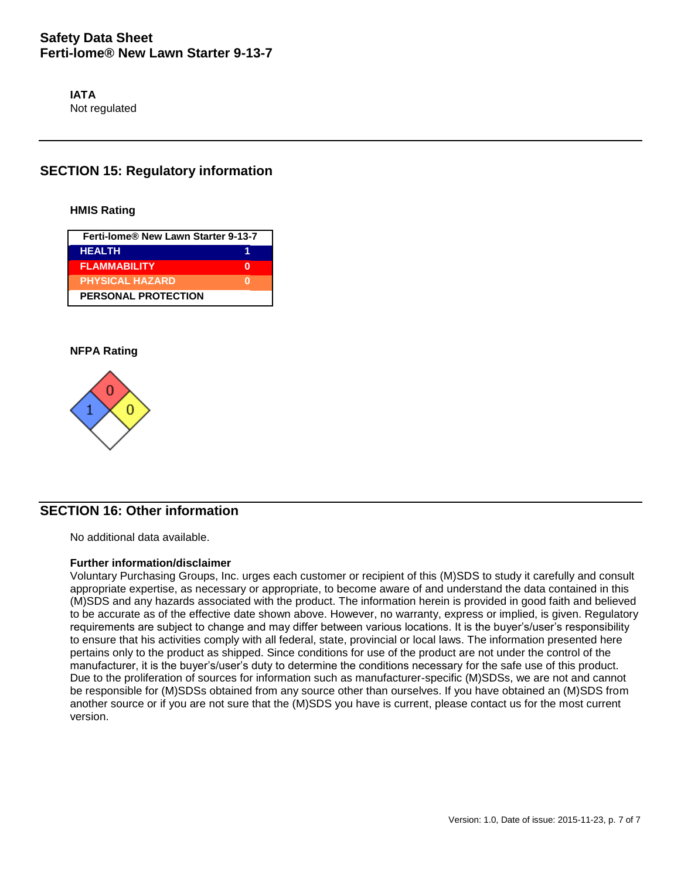### IATA

Not regulated

## SECTION 15: Regulatory information

**HMIS Rating**

| Ferti-lome® New Lawn Starter 9-13-7 | |
|---|---|
| HEALTH | 1 |
| FLAMMABILITY | 0 |
| PHYSICAL HAZARD | 0 |
| PERSONAL PROTECTION | |

**NFPA Rating**

0

1 0

## SECTION 16: Other information

No additional data available.

**Further information/disclaimer**

Voluntary Purchasing Groups, Inc. urges each customer or recipient of this (M)SDS to study it carefully and consult appropriate expertise, as necessary or appropriate, to become aware of and understand the data contained in this (M)SDS and any hazards associated with the product. The information herein is provided in good faith and believed to be accurate as of the effective date shown above. However, no warranty, express or implied, is given. Regulatory requirements are subject to change and may differ between various locations. It is the buyer's/user's responsibility to ensure that his activities comply with all federal, state, provincial or local laws. The information presented here pertains only to the product as shipped. Since conditions for use of the product are not under the control of the manufacturer, it is the buyer's/user's duty to determine the conditions necessary for the safe use of this product. Due to the proliferation of sources for information such as manufacturer-specific (M)SDSs, we are not and cannot be responsible for (M)SDSs obtained from any source other than ourselves. If you have obtained an (M)SDS from another source or if you are not sure that the (M)SDS you have is current, please contact us for the most current version.

Version: 1.0, Date of issue: 2015-11-23